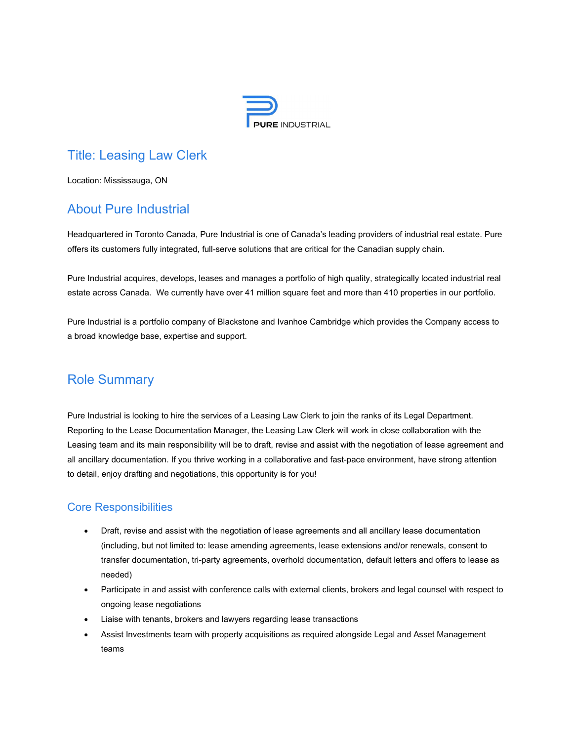PURE INDUSTRIAL

# Title: Leasing Law Clerk

Location: Mississauga, ON

## About Pure Industrial

Headquartered in Toronto Canada, Pure Industrial is one of Canada's leading providers of industrial real estate. Pure offers its customers fully integrated, full-serve solutions that are critical for the Canadian supply chain.

Pure Industrial acquires, develops, leases and manages a portfolio of high quality, strategically located industrial real estate across Canada. We currently have over 41 million square feet and more than 410 properties in our portfolio.

Pure Industrial is a portfolio company of Blackstone and Ivanhoe Cambridge which provides the Company access to a broad knowledge base, expertise and support.

## Role Summary

Pure Industrial is looking to hire the services of a Leasing Law Clerk to join the ranks of its Legal Department. Reporting to the Lease Documentation Manager, the Leasing Law Clerk will work in close collaboration with the Leasing team and its main responsibility will be to draft, revise and assist with the negotiation of lease agreement and all ancillary documentation. If you thrive working in a collaborative and fast-pace environment, have strong attention to detail, enjoy drafting and negotiations, this opportunity is for you!

### Core Responsibilities

- Draft, revise and assist with the negotiation of lease agreements and all ancillary lease documentation (including, but not limited to: lease amending agreements, lease extensions and/or renewals, consent to transfer documentation, tri-party agreements, overhold documentation, default letters and offers to lease as needed)
- Participate in and assist with conference calls with external clients, brokers and legal counsel with respect to ongoing lease negotiations
- Liaise with tenants, brokers and lawyers regarding lease transactions
- Assist Investments team with property acquisitions as required alongside Legal and Asset Management teams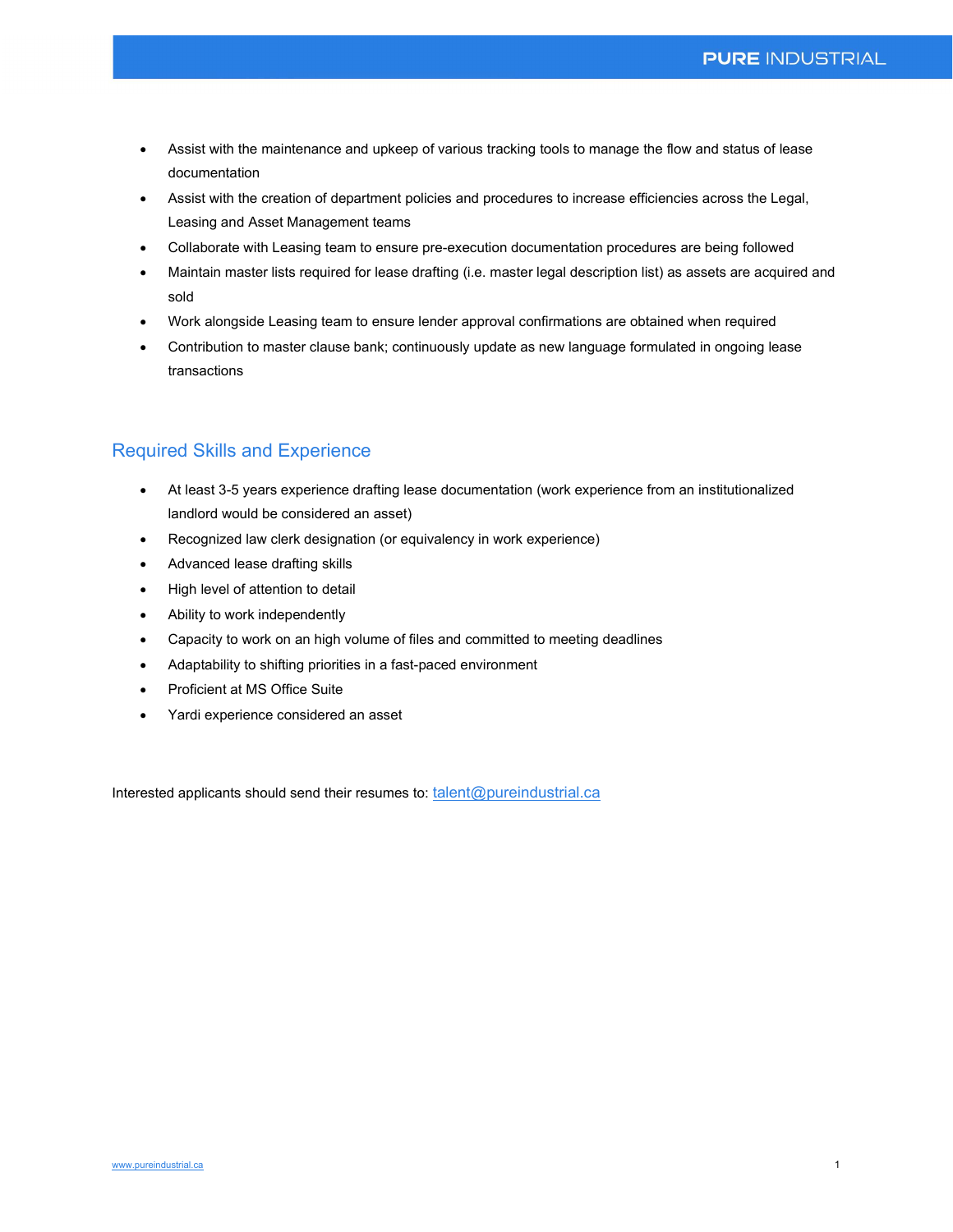- Assist with the maintenance and upkeep of various tracking tools to manage the flow and status of lease documentation
- Assist with the creation of department policies and procedures to increase efficiencies across the Legal, Leasing and Asset Management teams
- Collaborate with Leasing team to ensure pre-execution documentation procedures are being followed
- Maintain master lists required for lease drafting (i.e. master legal description list) as assets are acquired and sold
- Work alongside Leasing team to ensure lender approval confirmations are obtained when required
- Contribution to master clause bank; continuously update as new language formulated in ongoing lease transactions

## Required Skills and Experience

- At least 3-5 years experience drafting lease documentation (work experience from an institutionalized landlord would be considered an asset)
- Recognized law clerk designation (or equivalency in work experience)
- Advanced lease drafting skills
- High level of attention to detail
- Ability to work independently
- Capacity to work on an high volume of files and committed to meeting deadlines
- Adaptability to shifting priorities in a fast-paced environment
- Proficient at MS Office Suite
- Yardi experience considered an asset

Interested applicants should send their resumes to: talent@pureindustrial.ca